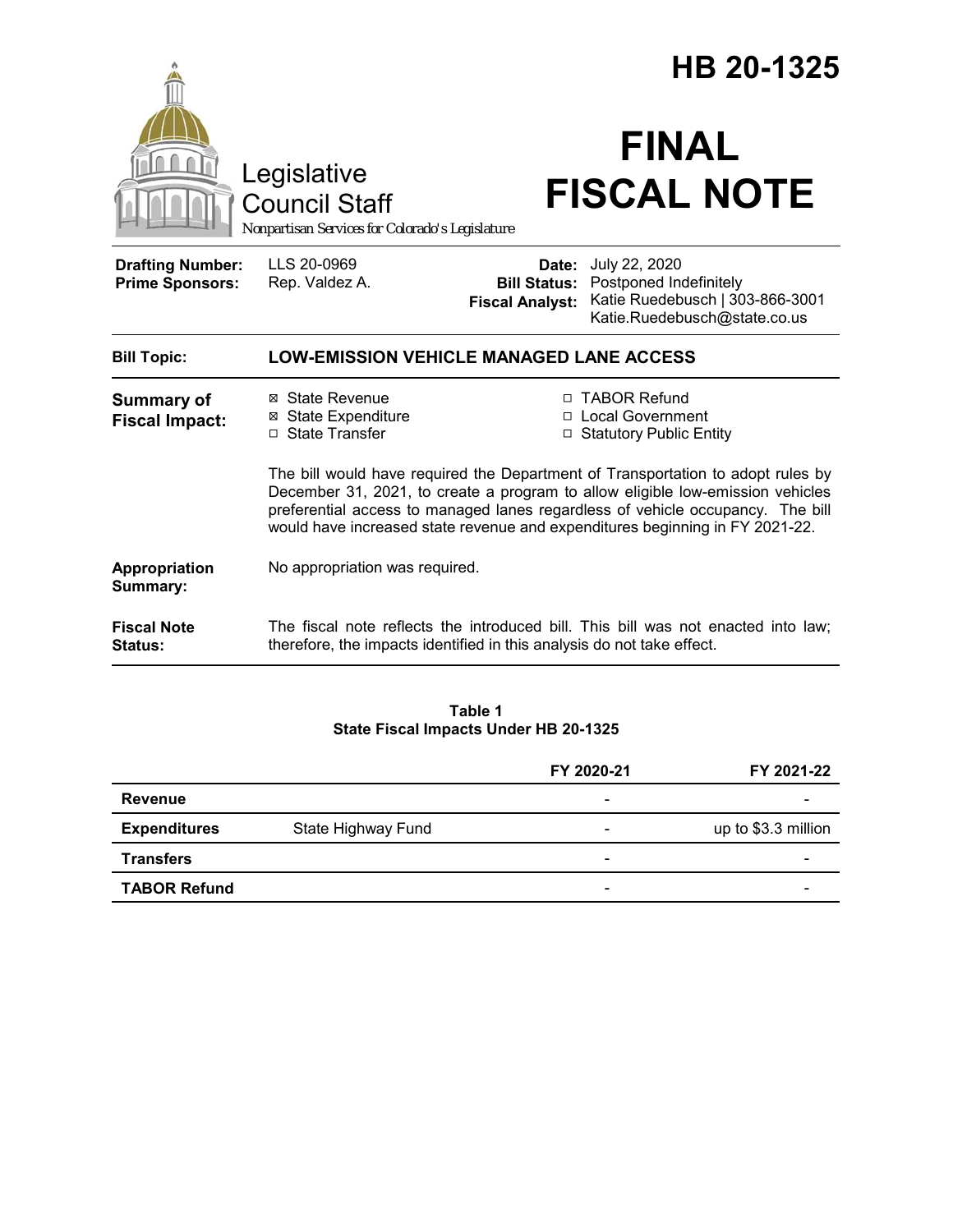# HB 20-1325

Legislative Council Staff

*Nonpartisan Services for Colorado's Legislature*

# FINAL FISCAL NOTE

| | | | |
|---|---|---|---|
| **Drafting Number:** | LLS 20-0969 | **Date:** | July 22, 2020 |
| **Prime Sponsors:** | Rep. Valdez A. | **Bill Status:** | Postponed Indefinitely |
| | | **Fiscal Analyst:** | Katie Ruedebusch \| 303-866-3001 Katie.Ruedebusch@state.co.us |

**Bill Topic:** **LOW-EMISSION VEHICLE MANAGED LANE ACCESS**

**Summary of Fiscal Impact:**

- ☒ State Revenue
- ☒ State Expenditure
- ☐ State Transfer
- ☐ TABOR Refund
- ☐ Local Government
- ☐ Statutory Public Entity

The bill would have required the Department of Transportation to adopt rules by December 31, 2021, to create a program to allow eligible low-emission vehicles preferential access to managed lanes regardless of vehicle occupancy. The bill would have increased state revenue and expenditures beginning in FY 2021-22.

**Appropriation Summary:** No appropriation was required.

**Fiscal Note Status:** The fiscal note reflects the introduced bill. This bill was not enacted into law; therefore, the impacts identified in this analysis do not take effect.

**Table 1**
**State Fiscal Impacts Under HB 20-1325**

| | | FY 2020-21 | FY 2021-22 |
|---|---|---|---|
| **Revenue** | | - | - |
| **Expenditures** | State Highway Fund | - | up to $3.3 million |
| **Transfers** | | - | - |
| **TABOR Refund** | | - | - |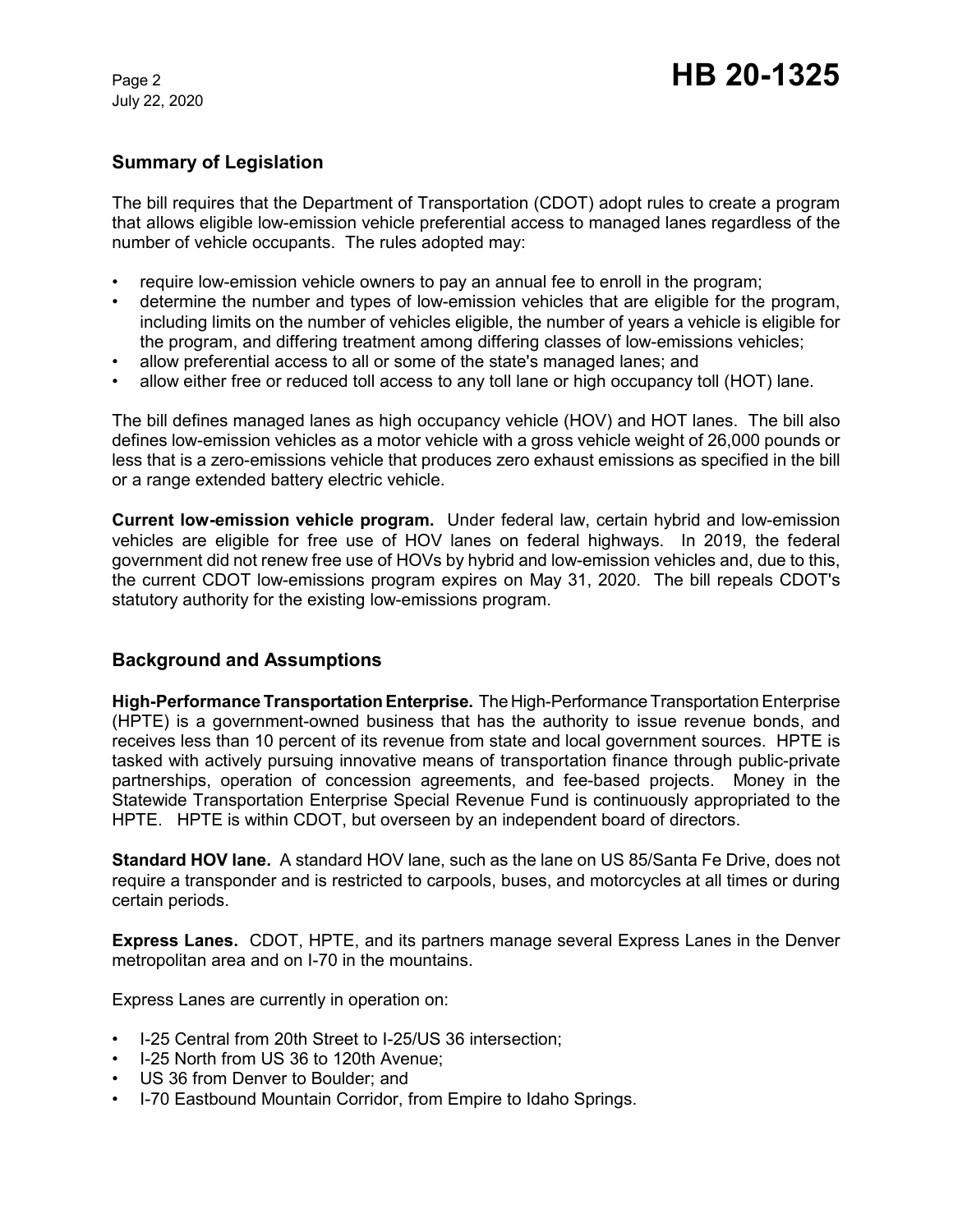## Summary of Legislation

The bill requires that the Department of Transportation (CDOT) adopt rules to create a program that allows eligible low-emission vehicle preferential access to managed lanes regardless of the number of vehicle occupants. The rules adopted may:

- require low-emission vehicle owners to pay an annual fee to enroll in the program;
- determine the number and types of low-emission vehicles that are eligible for the program, including limits on the number of vehicles eligible, the number of years a vehicle is eligible for the program, and differing treatment among differing classes of low-emissions vehicles;
- allow preferential access to all or some of the state's managed lanes; and
- allow either free or reduced toll access to any toll lane or high occupancy toll (HOT) lane.

The bill defines managed lanes as high occupancy vehicle (HOV) and HOT lanes. The bill also defines low-emission vehicles as a motor vehicle with a gross vehicle weight of 26,000 pounds or less that is a zero-emissions vehicle that produces zero exhaust emissions as specified in the bill or a range extended battery electric vehicle.

**Current low-emission vehicle program.** Under federal law, certain hybrid and low-emission vehicles are eligible for free use of HOV lanes on federal highways. In 2019, the federal government did not renew free use of HOVs by hybrid and low-emission vehicles and, due to this, the current CDOT low-emissions program expires on May 31, 2020. The bill repeals CDOT's statutory authority for the existing low-emissions program.

## Background and Assumptions

**High-Performance Transportation Enterprise.** The High-Performance Transportation Enterprise (HPTE) is a government-owned business that has the authority to issue revenue bonds, and receives less than 10 percent of its revenue from state and local government sources. HPTE is tasked with actively pursuing innovative means of transportation finance through public-private partnerships, operation of concession agreements, and fee-based projects. Money in the Statewide Transportation Enterprise Special Revenue Fund is continuously appropriated to the HPTE. HPTE is within CDOT, but overseen by an independent board of directors.

**Standard HOV lane.** A standard HOV lane, such as the lane on US 85/Santa Fe Drive, does not require a transponder and is restricted to carpools, buses, and motorcycles at all times or during certain periods.

**Express Lanes.** CDOT, HPTE, and its partners manage several Express Lanes in the Denver metropolitan area and on I-70 in the mountains.

Express Lanes are currently in operation on:

- I-25 Central from 20th Street to I-25/US 36 intersection;
- I-25 North from US 36 to 120th Avenue;
- US 36 from Denver to Boulder; and
- I-70 Eastbound Mountain Corridor, from Empire to Idaho Springs.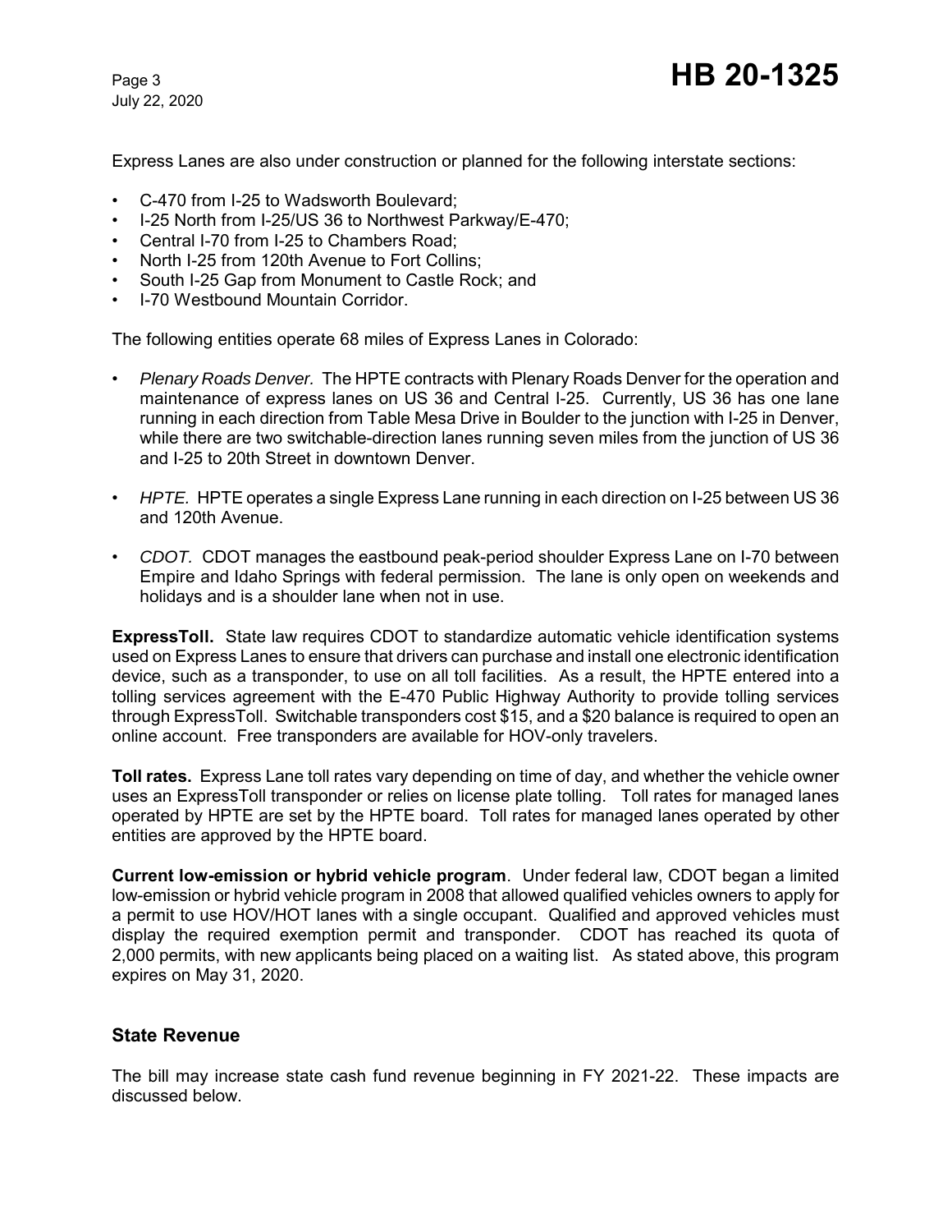Express Lanes are also under construction or planned for the following interstate sections:

- C-470 from I-25 to Wadsworth Boulevard;
- I-25 North from I-25/US 36 to Northwest Parkway/E-470;
- Central I-70 from I-25 to Chambers Road;
- North I-25 from 120th Avenue to Fort Collins;
- South I-25 Gap from Monument to Castle Rock; and
- I-70 Westbound Mountain Corridor.

The following entities operate 68 miles of Express Lanes in Colorado:

- *Plenary Roads Denver.* The HPTE contracts with Plenary Roads Denver for the operation and maintenance of express lanes on US 36 and Central I-25. Currently, US 36 has one lane running in each direction from Table Mesa Drive in Boulder to the junction with I-25 in Denver, while there are two switchable-direction lanes running seven miles from the junction of US 36 and I-25 to 20th Street in downtown Denver.
- *HPTE.* HPTE operates a single Express Lane running in each direction on I-25 between US 36 and 120th Avenue.
- *CDOT.* CDOT manages the eastbound peak-period shoulder Express Lane on I-70 between Empire and Idaho Springs with federal permission. The lane is only open on weekends and holidays and is a shoulder lane when not in use.

**ExpressToll.** State law requires CDOT to standardize automatic vehicle identification systems used on Express Lanes to ensure that drivers can purchase and install one electronic identification device, such as a transponder, to use on all toll facilities. As a result, the HPTE entered into a tolling services agreement with the E-470 Public Highway Authority to provide tolling services through ExpressToll. Switchable transponders cost $15, and a $20 balance is required to open an online account. Free transponders are available for HOV-only travelers.

**Toll rates.** Express Lane toll rates vary depending on time of day, and whether the vehicle owner uses an ExpressToll transponder or relies on license plate tolling. Toll rates for managed lanes operated by HPTE are set by the HPTE board. Toll rates for managed lanes operated by other entities are approved by the HPTE board.

**Current low-emission or hybrid vehicle program**. Under federal law, CDOT began a limited low-emission or hybrid vehicle program in 2008 that allowed qualified vehicles owners to apply for a permit to use HOV/HOT lanes with a single occupant. Qualified and approved vehicles must display the required exemption permit and transponder. CDOT has reached its quota of 2,000 permits, with new applicants being placed on a waiting list. As stated above, this program expires on May 31, 2020.

## State Revenue

The bill may increase state cash fund revenue beginning in FY 2021-22. These impacts are discussed below.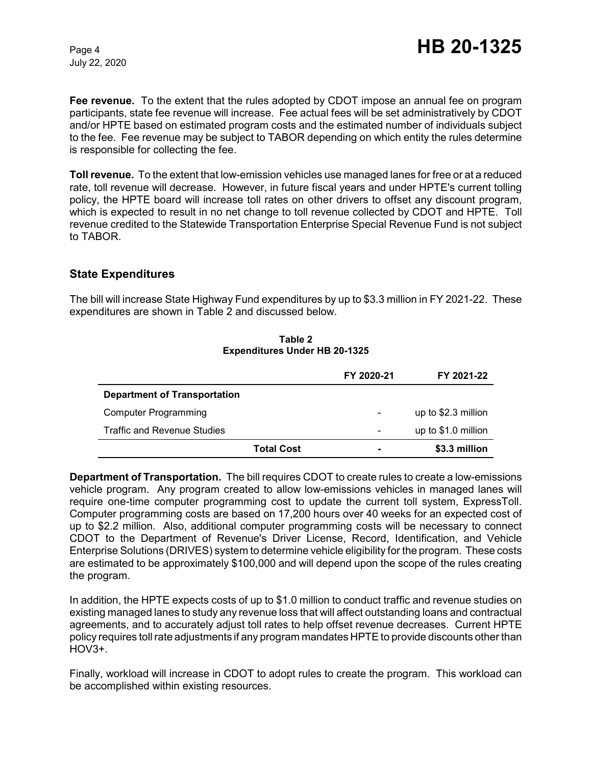**Fee revenue.** To the extent that the rules adopted by CDOT impose an annual fee on program participants, state fee revenue will increase. Fee actual fees will be set administratively by CDOT and/or HPTE based on estimated program costs and the estimated number of individuals subject to the fee. Fee revenue may be subject to TABOR depending on which entity the rules determine is responsible for collecting the fee.

**Toll revenue.** To the extent that low-emission vehicles use managed lanes for free or at a reduced rate, toll revenue will decrease. However, in future fiscal years and under HPTE's current tolling policy, the HPTE board will increase toll rates on other drivers to offset any discount program, which is expected to result in no net change to toll revenue collected by CDOT and HPTE. Toll revenue credited to the Statewide Transportation Enterprise Special Revenue Fund is not subject to TABOR.

## State Expenditures

The bill will increase State Highway Fund expenditures by up to $3.3 million in FY 2021-22. These expenditures are shown in Table 2 and discussed below.

**Table 2**
**Expenditures Under HB 20-1325**

| | FY 2020-21 | FY 2021-22 |
|---|---|---|
| **Department of Transportation** | | |
| Computer Programming | - | up to $2.3 million |
| Traffic and Revenue Studies | - | up to $1.0 million |
| **Total Cost** | **-** | **$3.3 million** |

**Department of Transportation.** The bill requires CDOT to create rules to create a low-emissions vehicle program. Any program created to allow low-emissions vehicles in managed lanes will require one-time computer programming cost to update the current toll system, ExpressToll. Computer programming costs are based on 17,200 hours over 40 weeks for an expected cost of up to $2.2 million. Also, additional computer programming costs will be necessary to connect CDOT to the Department of Revenue's Driver License, Record, Identification, and Vehicle Enterprise Solutions (DRIVES) system to determine vehicle eligibility for the program. These costs are estimated to be approximately $100,000 and will depend upon the scope of the rules creating the program.

In addition, the HPTE expects costs of up to $1.0 million to conduct traffic and revenue studies on existing managed lanes to study any revenue loss that will affect outstanding loans and contractual agreements, and to accurately adjust toll rates to help offset revenue decreases. Current HPTE policy requires toll rate adjustments if any program mandates HPTE to provide discounts other than HOV3+.

Finally, workload will increase in CDOT to adopt rules to create the program. This workload can be accomplished within existing resources.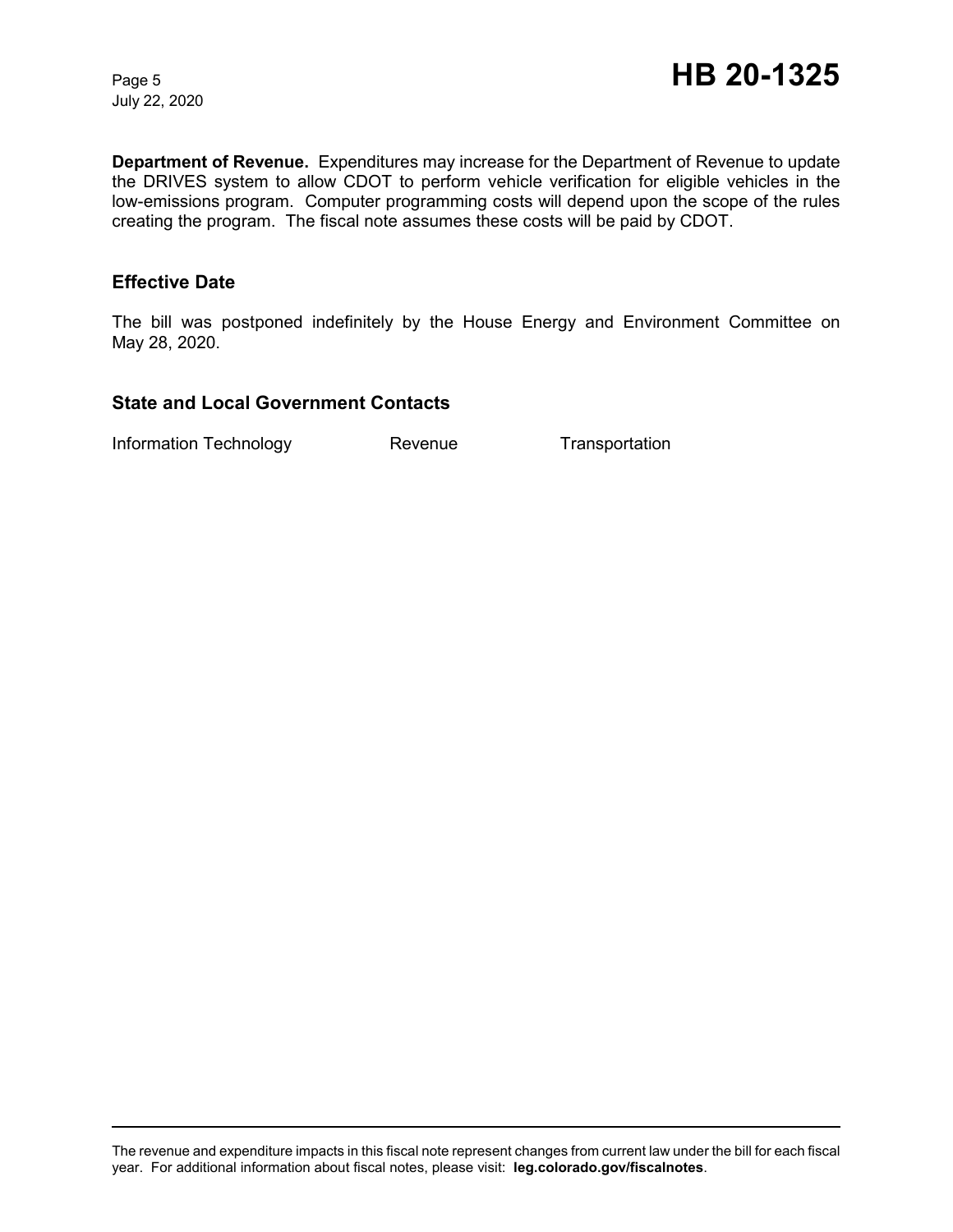**Department of Revenue.** Expenditures may increase for the Department of Revenue to update the DRIVES system to allow CDOT to perform vehicle verification for eligible vehicles in the low-emissions program. Computer programming costs will depend upon the scope of the rules creating the program. The fiscal note assumes these costs will be paid by CDOT.

## Effective Date

The bill was postponed indefinitely by the House Energy and Environment Committee on May 28, 2020.

## State and Local Government Contacts

Information Technology Revenue Transportation

The revenue and expenditure impacts in this fiscal note represent changes from current law under the bill for each fiscal year. For additional information about fiscal notes, please visit: **leg.colorado.gov/fiscalnotes**.